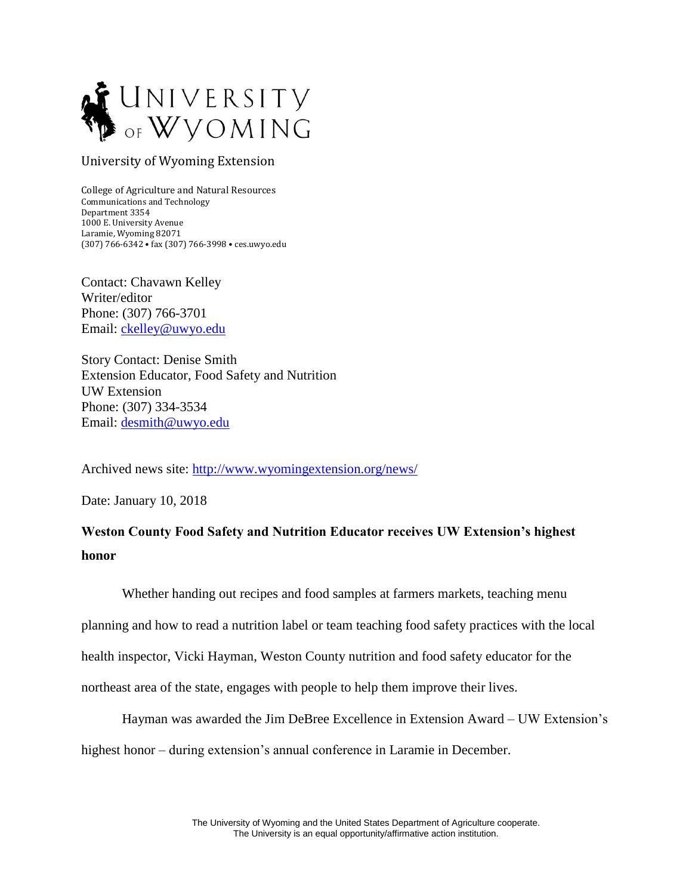UNIVERSITY OF WYOMING

University of Wyoming Extension

College of Agriculture and Natural Resources
Communications and Technology
Department 3354
1000 E. University Avenue
Laramie, Wyoming 82071
(307) 766-6342 • fax (307) 766-3998 • ces.uwyo.edu

Contact: Chavawn Kelley
Writer/editor
Phone: (307) 766-3701
Email: [ckelley@uwyo.edu](mailto:ckelley@uwyo.edu)

Story Contact: Denise Smith
Extension Educator, Food Safety and Nutrition
UW Extension
Phone: (307) 334-3534
Email: [desmith@uwyo.edu](mailto:desmith@uwyo.edu)

Archived news site: [http://www.wyomingextension.org/news/](http://www.wyomingextension.org/news/)

Date: January 10, 2018

**Weston County Food Safety and Nutrition Educator receives UW Extension's highest honor**

Whether handing out recipes and food samples at farmers markets, teaching menu planning and how to read a nutrition label or team teaching food safety practices with the local health inspector, Vicki Hayman, Weston County nutrition and food safety educator for the northeast area of the state, engages with people to help them improve their lives.

Hayman was awarded the Jim DeBree Excellence in Extension Award – UW Extension's highest honor – during extension's annual conference in Laramie in December.

The University of Wyoming and the United States Department of Agriculture cooperate.
The University is an equal opportunity/affirmative action institution.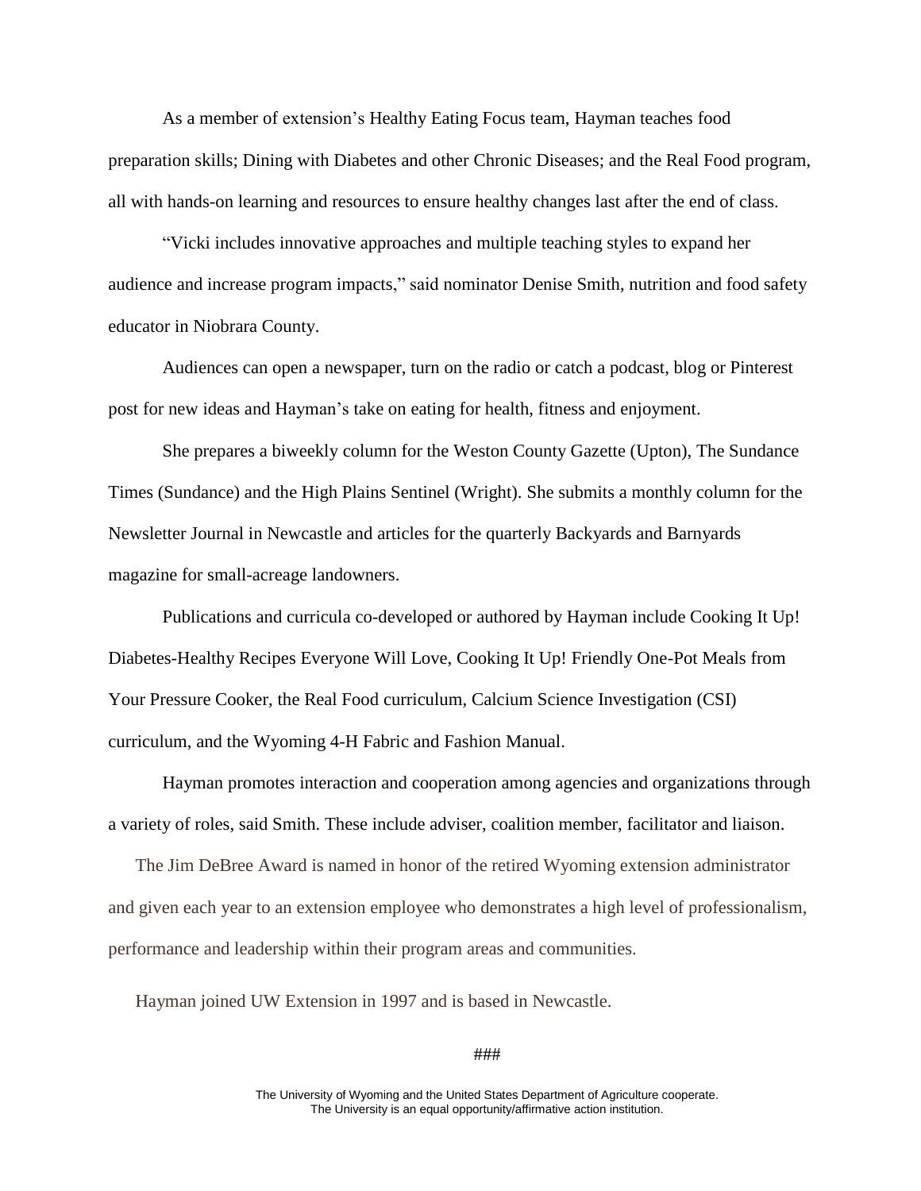As a member of extension's Healthy Eating Focus team, Hayman teaches food preparation skills; Dining with Diabetes and other Chronic Diseases; and the Real Food program, all with hands-on learning and resources to ensure healthy changes last after the end of class.

"Vicki includes innovative approaches and multiple teaching styles to expand her audience and increase program impacts," said nominator Denise Smith, nutrition and food safety educator in Niobrara County.

Audiences can open a newspaper, turn on the radio or catch a podcast, blog or Pinterest post for new ideas and Hayman's take on eating for health, fitness and enjoyment.

She prepares a biweekly column for the Weston County Gazette (Upton), The Sundance Times (Sundance) and the High Plains Sentinel (Wright). She submits a monthly column for the Newsletter Journal in Newcastle and articles for the quarterly Backyards and Barnyards magazine for small-acreage landowners.

Publications and curricula co-developed or authored by Hayman include Cooking It Up! Diabetes-Healthy Recipes Everyone Will Love, Cooking It Up! Friendly One-Pot Meals from Your Pressure Cooker, the Real Food curriculum, Calcium Science Investigation (CSI) curriculum, and the Wyoming 4-H Fabric and Fashion Manual.

Hayman promotes interaction and cooperation among agencies and organizations through a variety of roles, said Smith. These include adviser, coalition member, facilitator and liaison.

The Jim DeBree Award is named in honor of the retired Wyoming extension administrator and given each year to an extension employee who demonstrates a high level of professionalism, performance and leadership within their program areas and communities.

Hayman joined UW Extension in 1997 and is based in Newcastle.

###

The University of Wyoming and the United States Department of Agriculture cooperate.
The University is an equal opportunity/affirmative action institution.